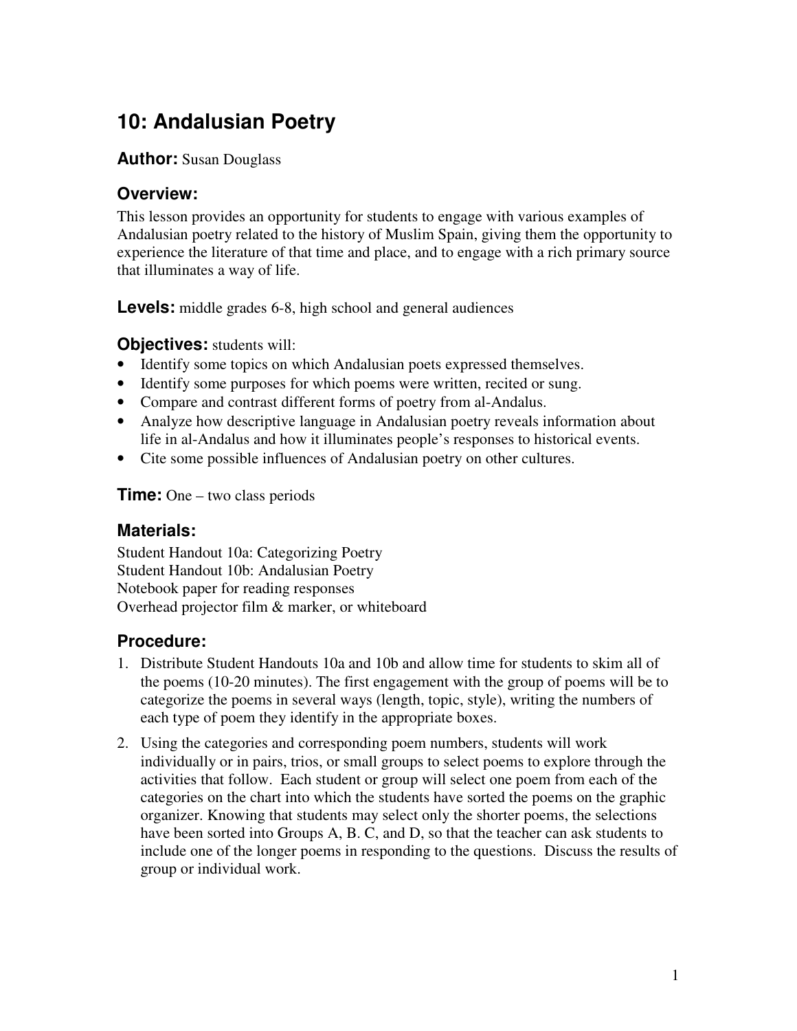# 10: Andalusian Poetry

**Author:** Susan Douglass

## Overview:

This lesson provides an opportunity for students to engage with various examples of Andalusian poetry related to the history of Muslim Spain, giving them the opportunity to experience the literature of that time and place, and to engage with a rich primary source that illuminates a way of life.

**Levels:** middle grades 6-8, high school and general audiences

**Objectives:** students will:

- Identify some topics on which Andalusian poets expressed themselves.
- Identify some purposes for which poems were written, recited or sung.
- Compare and contrast different forms of poetry from al-Andalus.
- Analyze how descriptive language in Andalusian poetry reveals information about life in al-Andalus and how it illuminates people's responses to historical events.
- Cite some possible influences of Andalusian poetry on other cultures.

**Time:** One – two class periods

## Materials:

Student Handout 10a: Categorizing Poetry
Student Handout 10b: Andalusian Poetry
Notebook paper for reading responses
Overhead projector film & marker, or whiteboard

## Procedure:

1. Distribute Student Handouts 10a and 10b and allow time for students to skim all of the poems (10-20 minutes). The first engagement with the group of poems will be to categorize the poems in several ways (length, topic, style), writing the numbers of each type of poem they identify in the appropriate boxes.
2. Using the categories and corresponding poem numbers, students will work individually or in pairs, trios, or small groups to select poems to explore through the activities that follow. Each student or group will select one poem from each of the categories on the chart into which the students have sorted the poems on the graphic organizer. Knowing that students may select only the shorter poems, the selections have been sorted into Groups A, B. C, and D, so that the teacher can ask students to include one of the longer poems in responding to the questions. Discuss the results of group or individual work.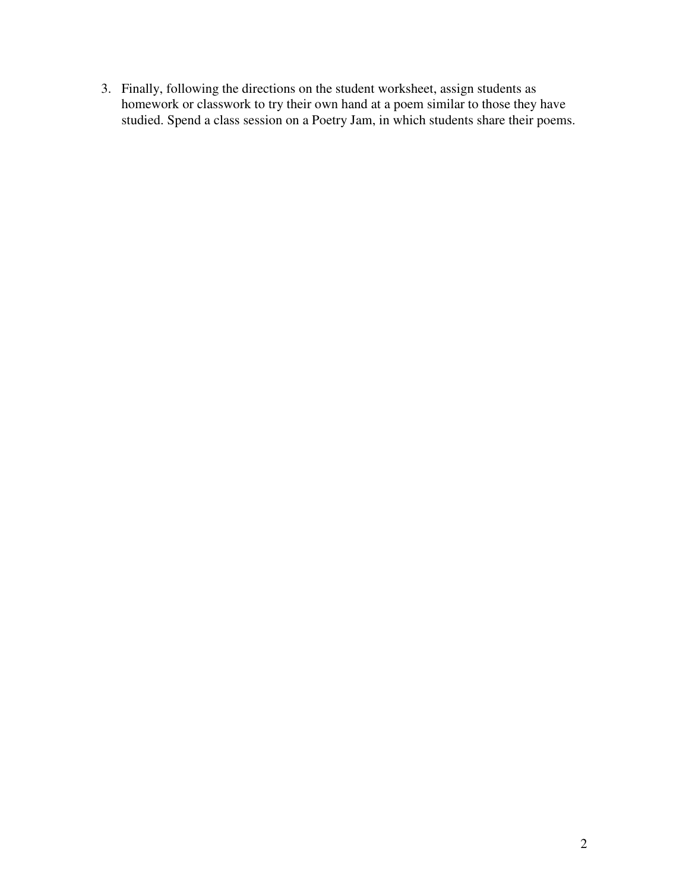3. Finally, following the directions on the student worksheet, assign students as homework or classwork to try their own hand at a poem similar to those they have studied. Spend a class session on a Poetry Jam, in which students share their poems.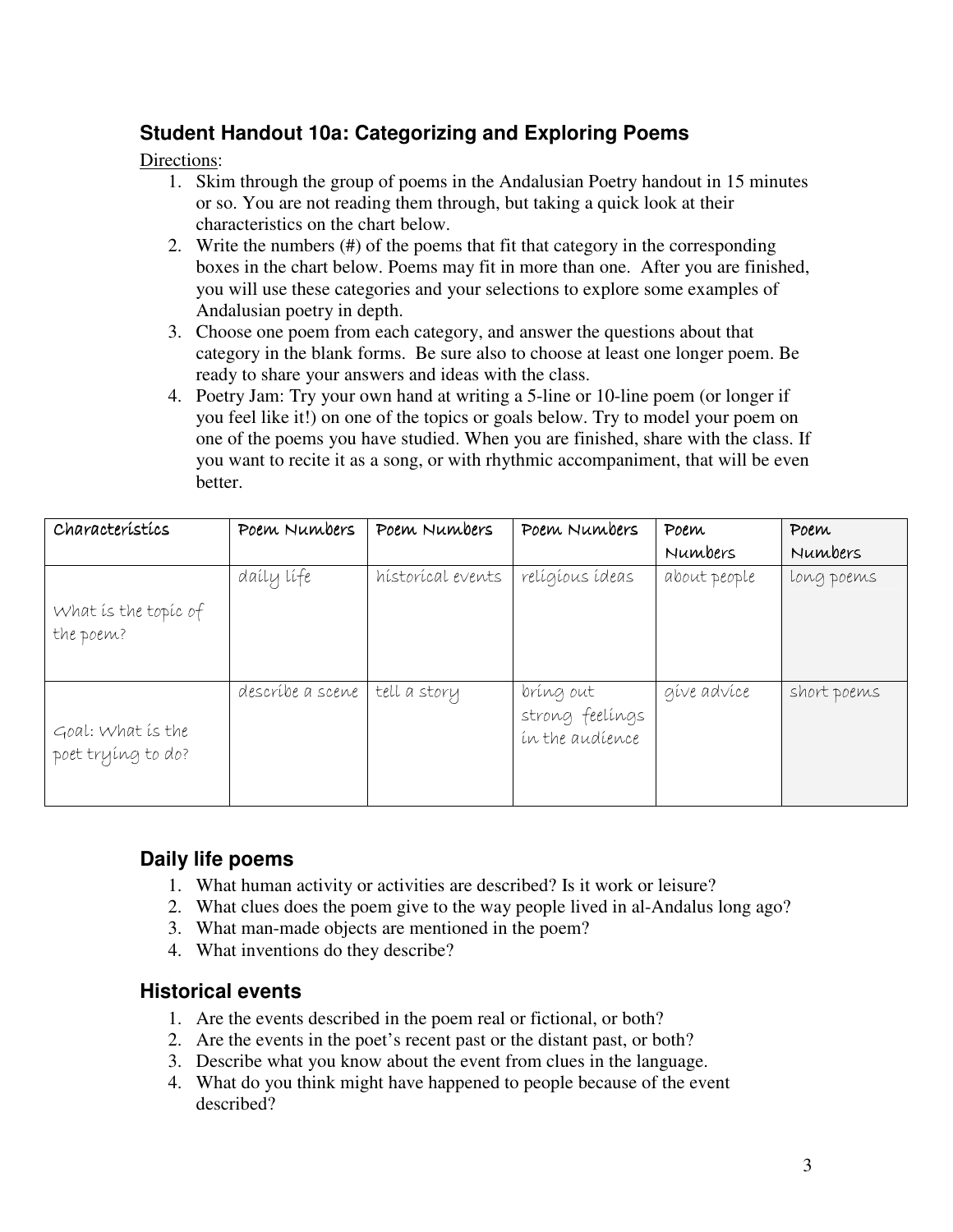## Student Handout 10a: Categorizing and Exploring Poems

Directions:

1. Skim through the group of poems in the Andalusian Poetry handout in 15 minutes or so. You are not reading them through, but taking a quick look at their characteristics on the chart below.
2. Write the numbers (#) of the poems that fit that category in the corresponding boxes in the chart below. Poems may fit in more than one. After you are finished, you will use these categories and your selections to explore some examples of Andalusian poetry in depth.
3. Choose one poem from each category, and answer the questions about that category in the blank forms. Be sure also to choose at least one longer poem. Be ready to share your answers and ideas with the class.
4. Poetry Jam: Try your own hand at writing a 5-line or 10-line poem (or longer if you feel like it!) on one of the topics or goals below. Try to model your poem on one of the poems you have studied. When you are finished, share with the class. If you want to recite it as a song, or with rhythmic accompaniment, that will be even better.

| Characteristics | Poem Numbers | Poem Numbers | Poem Numbers | Poem Numbers | Poem Numbers |
|---|---|---|---|---|---|
| What is the topic of the poem? | daily life | historical events | religious ideas | about people | long poems |
| Goal: What is the poet trying to do? | describe a scene | tell a story | bring out strong feelings in the audience | give advice | short poems |

### Daily life poems

1. What human activity or activities are described? Is it work or leisure?
2. What clues does the poem give to the way people lived in al-Andalus long ago?
3. What man-made objects are mentioned in the poem?
4. What inventions do they describe?

### Historical events

1. Are the events described in the poem real or fictional, or both?
2. Are the events in the poet's recent past or the distant past, or both?
3. Describe what you know about the event from clues in the language.
4. What do you think might have happened to people because of the event described?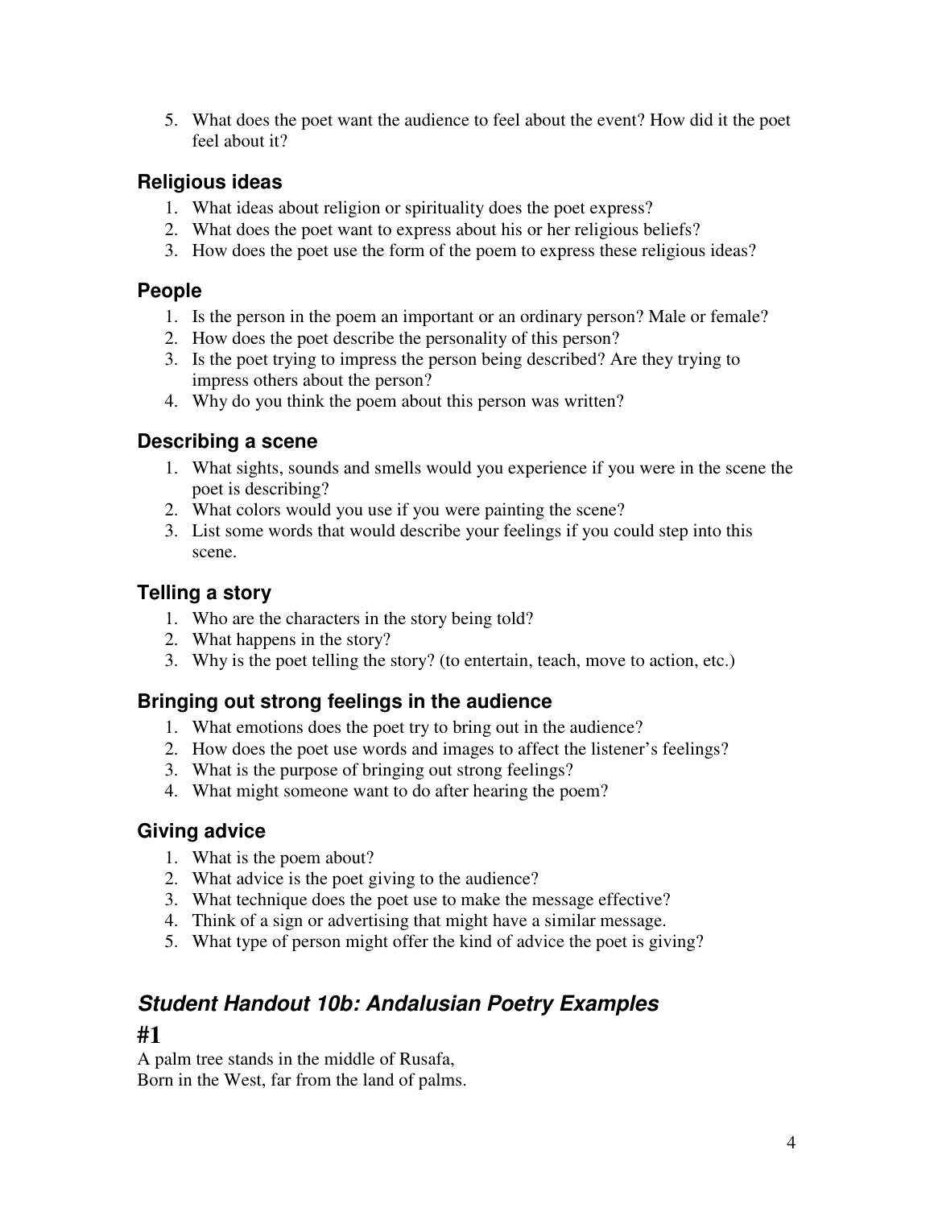5. What does the poet want the audience to feel about the event? How did it the poet feel about it?

### Religious ideas

1. What ideas about religion or spirituality does the poet express?
2. What does the poet want to express about his or her religious beliefs?
3. How does the poet use the form of the poem to express these religious ideas?

### People

1. Is the person in the poem an important or an ordinary person? Male or female?
2. How does the poet describe the personality of this person?
3. Is the poet trying to impress the person being described? Are they trying to impress others about the person?
4. Why do you think the poem about this person was written?

### Describing a scene

1. What sights, sounds and smells would you experience if you were in the scene the poet is describing?
2. What colors would you use if you were painting the scene?
3. List some words that would describe your feelings if you could step into this scene.

### Telling a story

1. Who are the characters in the story being told?
2. What happens in the story?
3. Why is the poet telling the story? (to entertain, teach, move to action, etc.)

### Bringing out strong feelings in the audience

1. What emotions does the poet try to bring out in the audience?
2. How does the poet use words and images to affect the listener's feelings?
3. What is the purpose of bringing out strong feelings?
4. What might someone want to do after hearing the poem?

### Giving advice

1. What is the poem about?
2. What advice is the poet giving to the audience?
3. What technique does the poet use to make the message effective?
4. Think of a sign or advertising that might have a similar message.
5. What type of person might offer the kind of advice the poet is giving?

## *Student Handout 10b: Andalusian Poetry Examples*

## #1

A palm tree stands in the middle of Rusafa,
Born in the West, far from the land of palms.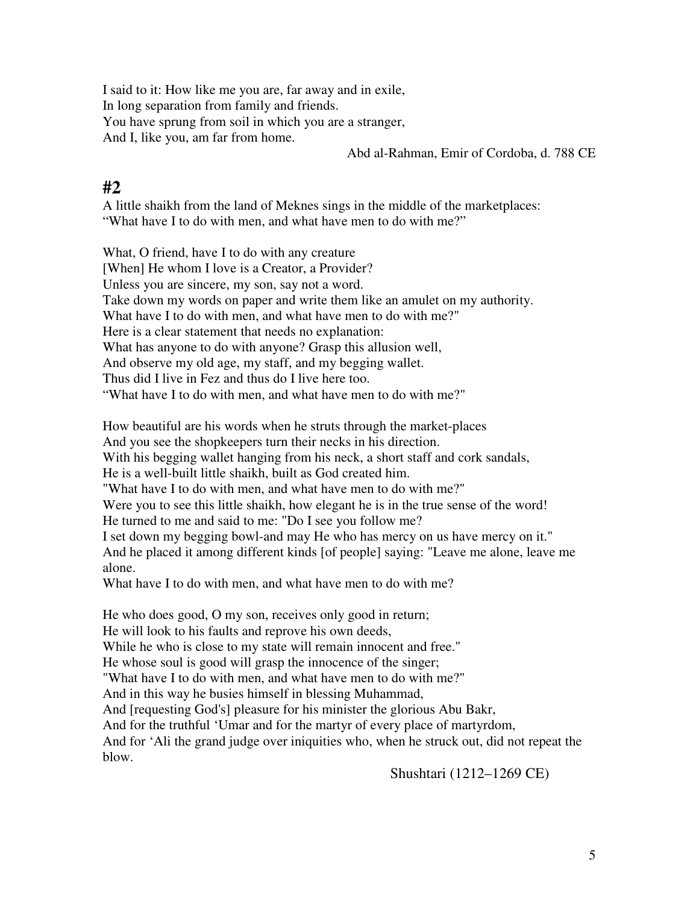I said to it: How like me you are, far away and in exile,
In long separation from family and friends.
You have sprung from soil in which you are a stranger,
And I, like you, am far from home.

Abd al-Rahman, Emir of Cordoba, d. 788 CE

## #2

A little shaikh from the land of Meknes sings in the middle of the marketplaces:
"What have I to do with men, and what have men to do with me?"

What, O friend, have I to do with any creature
[When] He whom I love is a Creator, a Provider?
Unless you are sincere, my son, say not a word.
Take down my words on paper and write them like an amulet on my authority.
What have I to do with men, and what have men to do with me?"
Here is a clear statement that needs no explanation:
What has anyone to do with anyone? Grasp this allusion well,
And observe my old age, my staff, and my begging wallet.
Thus did I live in Fez and thus do I live here too.
"What have I to do with men, and what have men to do with me?"

How beautiful are his words when he struts through the market-places
And you see the shopkeepers turn their necks in his direction.
With his begging wallet hanging from his neck, a short staff and cork sandals,
He is a well-built little shaikh, built as God created him.
"What have I to do with men, and what have men to do with me?"
Were you to see this little shaikh, how elegant he is in the true sense of the word!
He turned to me and said to me: "Do I see you follow me?
I set down my begging bowl-and may He who has mercy on us have mercy on it."
And he placed it among different kinds [of people] saying: "Leave me alone, leave me alone.
What have I to do with men, and what have men to do with me?

He who does good, O my son, receives only good in return;
He will look to his faults and reprove his own deeds,
While he who is close to my state will remain innocent and free."
He whose soul is good will grasp the innocence of the singer;
"What have I to do with men, and what have men to do with me?"
And in this way he busies himself in blessing Muhammad,
And [requesting God's] pleasure for his minister the glorious Abu Bakr,
And for the truthful 'Umar and for the martyr of every place of martyrdom,
And for 'Ali the grand judge over iniquities who, when he struck out, did not repeat the blow.

Shushtari (1212–1269 CE)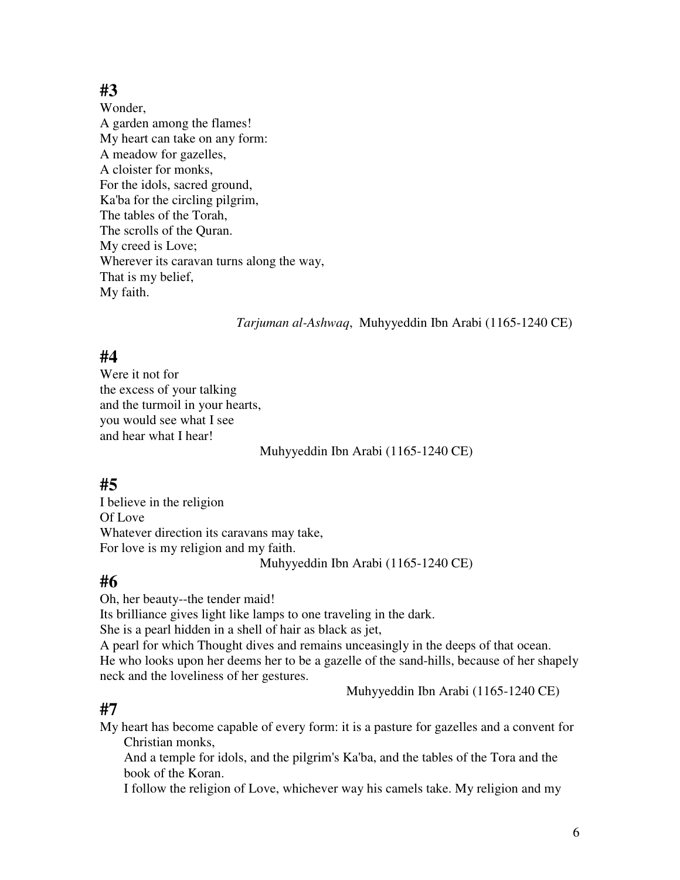## #3

Wonder,
A garden among the flames!
My heart can take on any form:
A meadow for gazelles,
A cloister for monks,
For the idols, sacred ground,
Ka'ba for the circling pilgrim,
The tables of the Torah,
The scrolls of the Quran.
My creed is Love;
Wherever its caravan turns along the way,
That is my belief,
My faith.

*Tarjuman al-Ashwaq*, Muhyyeddin Ibn Arabi (1165-1240 CE)

## #4

Were it not for
the excess of your talking
and the turmoil in your hearts,
you would see what I see
and hear what I hear!

Muhyyeddin Ibn Arabi (1165-1240 CE)

## #5

I believe in the religion
Of Love
Whatever direction its caravans may take,
For love is my religion and my faith.

Muhyyeddin Ibn Arabi (1165-1240 CE)

## #6

Oh, her beauty--the tender maid!
Its brilliance gives light like lamps to one traveling in the dark.
She is a pearl hidden in a shell of hair as black as jet,
A pearl for which Thought dives and remains unceasingly in the deeps of that ocean.
He who looks upon her deems her to be a gazelle of the sand-hills, because of her shapely neck and the loveliness of her gestures.

Muhyyeddin Ibn Arabi (1165-1240 CE)

## #7

My heart has become capable of every form: it is a pasture for gazelles and a convent for Christian monks,
And a temple for idols, and the pilgrim's Ka'ba, and the tables of the Tora and the book of the Koran.
I follow the religion of Love, whichever way his camels take. My religion and my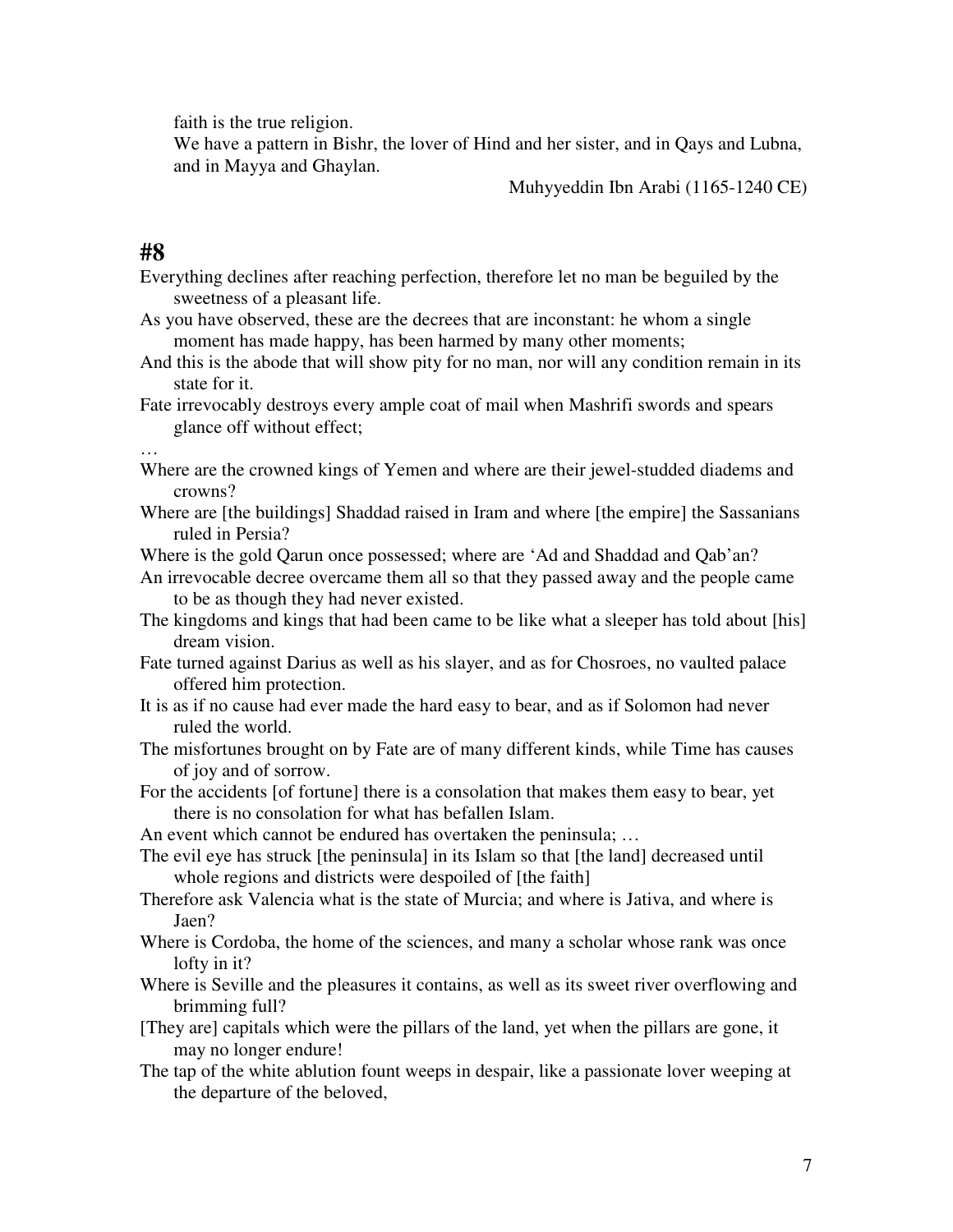faith is the true religion.

We have a pattern in Bishr, the lover of Hind and her sister, and in Qays and Lubna, and in Mayya and Ghaylan.

Muhyyeddin Ibn Arabi (1165-1240 CE)

# #8

Everything declines after reaching perfection, therefore let no man be beguiled by the sweetness of a pleasant life.

As you have observed, these are the decrees that are inconstant: he whom a single moment has made happy, has been harmed by many other moments;

And this is the abode that will show pity for no man, nor will any condition remain in its state for it.

Fate irrevocably destroys every ample coat of mail when Mashrifi swords and spears glance off without effect;

…

Where are the crowned kings of Yemen and where are their jewel-studded diadems and crowns?

Where are [the buildings] Shaddad raised in Iram and where [the empire] the Sassanians ruled in Persia?

Where is the gold Qarun once possessed; where are 'Ad and Shaddad and Qab'an?

An irrevocable decree overcame them all so that they passed away and the people came to be as though they had never existed.

The kingdoms and kings that had been came to be like what a sleeper has told about [his] dream vision.

Fate turned against Darius as well as his slayer, and as for Chosroes, no vaulted palace offered him protection.

It is as if no cause had ever made the hard easy to bear, and as if Solomon had never ruled the world.

The misfortunes brought on by Fate are of many different kinds, while Time has causes of joy and of sorrow.

For the accidents [of fortune] there is a consolation that makes them easy to bear, yet there is no consolation for what has befallen Islam.

An event which cannot be endured has overtaken the peninsula; …

The evil eye has struck [the peninsula] in its Islam so that [the land] decreased until whole regions and districts were despoiled of [the faith]

Therefore ask Valencia what is the state of Murcia; and where is Jativa, and where is Jaen?

Where is Cordoba, the home of the sciences, and many a scholar whose rank was once lofty in it?

Where is Seville and the pleasures it contains, as well as its sweet river overflowing and brimming full?

[They are] capitals which were the pillars of the land, yet when the pillars are gone, it may no longer endure!

The tap of the white ablution fount weeps in despair, like a passionate lover weeping at the departure of the beloved,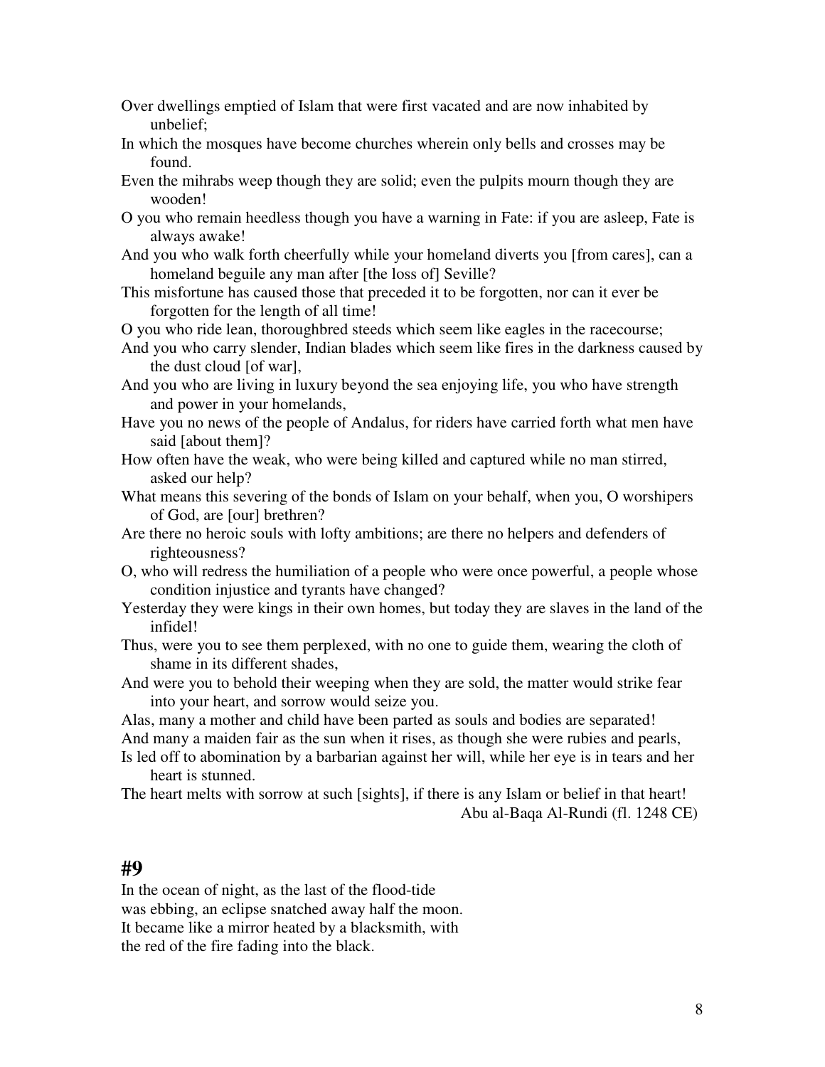Over dwellings emptied of Islam that were first vacated and are now inhabited by unbelief;

In which the mosques have become churches wherein only bells and crosses may be found.

Even the mihrabs weep though they are solid; even the pulpits mourn though they are wooden!

O you who remain heedless though you have a warning in Fate: if you are asleep, Fate is always awake!

And you who walk forth cheerfully while your homeland diverts you [from cares], can a homeland beguile any man after [the loss of] Seville?

This misfortune has caused those that preceded it to be forgotten, nor can it ever be forgotten for the length of all time!

O you who ride lean, thoroughbred steeds which seem like eagles in the racecourse;

And you who carry slender, Indian blades which seem like fires in the darkness caused by the dust cloud [of war],

And you who are living in luxury beyond the sea enjoying life, you who have strength and power in your homelands,

Have you no news of the people of Andalus, for riders have carried forth what men have said [about them]?

How often have the weak, who were being killed and captured while no man stirred, asked our help?

What means this severing of the bonds of Islam on your behalf, when you, O worshipers of God, are [our] brethren?

Are there no heroic souls with lofty ambitions; are there no helpers and defenders of righteousness?

O, who will redress the humiliation of a people who were once powerful, a people whose condition injustice and tyrants have changed?

Yesterday they were kings in their own homes, but today they are slaves in the land of the infidel!

Thus, were you to see them perplexed, with no one to guide them, wearing the cloth of shame in its different shades,

And were you to behold their weeping when they are sold, the matter would strike fear into your heart, and sorrow would seize you.

Alas, many a mother and child have been parted as souls and bodies are separated!

And many a maiden fair as the sun when it rises, as though she were rubies and pearls,

Is led off to abomination by a barbarian against her will, while her eye is in tears and her heart is stunned.

The heart melts with sorrow at such [sights], if there is any Islam or belief in that heart!

Abu al-Baqa Al-Rundi (fl. 1248 CE)

## #9

In the ocean of night, as the last of the flood-tide
was ebbing, an eclipse snatched away half the moon.
It became like a mirror heated by a blacksmith, with
the red of the fire fading into the black.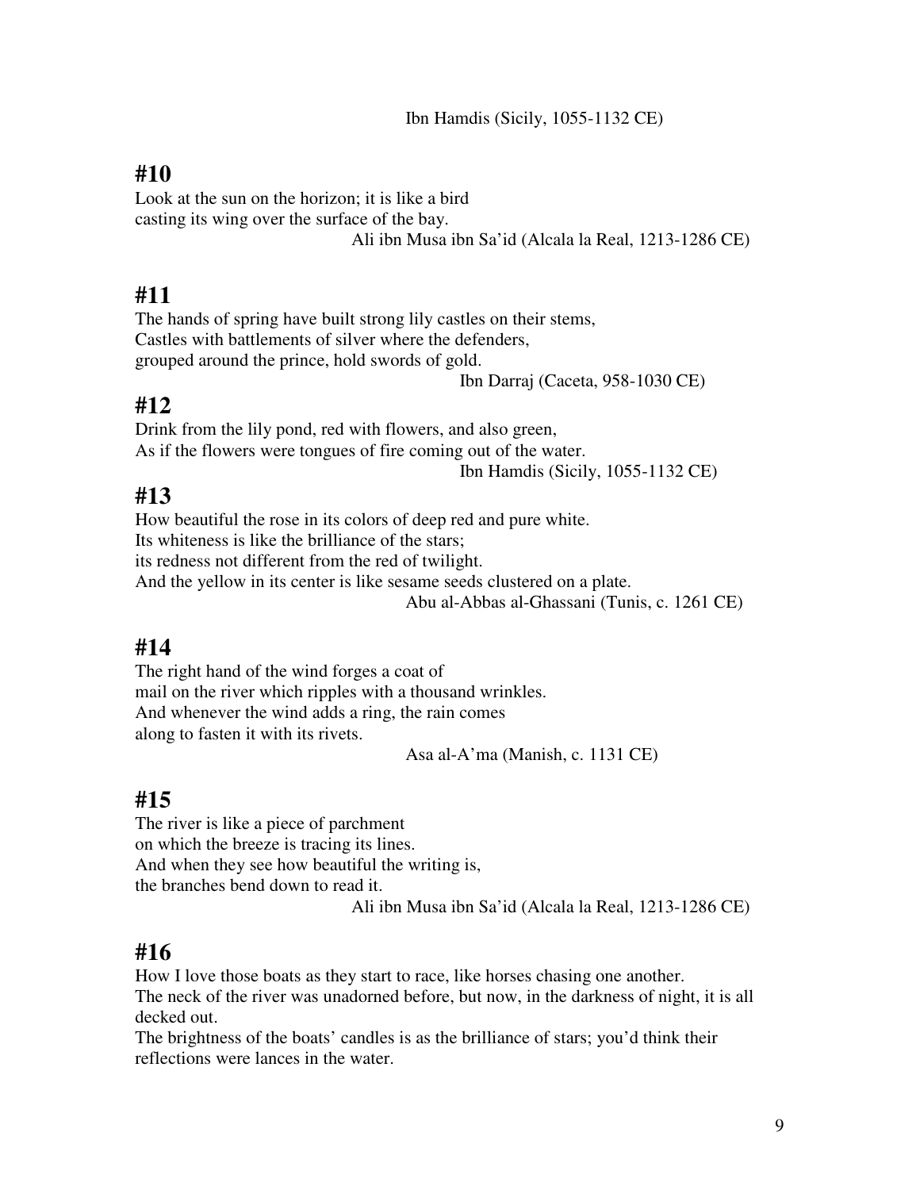Ibn Hamdis (Sicily, 1055-1132 CE)

## #10

Look at the sun on the horizon; it is like a bird
casting its wing over the surface of the bay.

Ali ibn Musa ibn Sa'id (Alcala la Real, 1213-1286 CE)

## #11

The hands of spring have built strong lily castles on their stems,
Castles with battlements of silver where the defenders,
grouped around the prince, hold swords of gold.

Ibn Darraj (Caceta, 958-1030 CE)

## #12

Drink from the lily pond, red with flowers, and also green,
As if the flowers were tongues of fire coming out of the water.

Ibn Hamdis (Sicily, 1055-1132 CE)

## #13

How beautiful the rose in its colors of deep red and pure white.
Its whiteness is like the brilliance of the stars;
its redness not different from the red of twilight.
And the yellow in its center is like sesame seeds clustered on a plate.

Abu al-Abbas al-Ghassani (Tunis, c. 1261 CE)

## #14

The right hand of the wind forges a coat of
mail on the river which ripples with a thousand wrinkles.
And whenever the wind adds a ring, the rain comes
along to fasten it with its rivets.

Asa al-A'ma (Manish, c. 1131 CE)

## #15

The river is like a piece of parchment
on which the breeze is tracing its lines.
And when they see how beautiful the writing is,
the branches bend down to read it.

Ali ibn Musa ibn Sa'id (Alcala la Real, 1213-1286 CE)

## #16

How I love those boats as they start to race, like horses chasing one another.
The neck of the river was unadorned before, but now, in the darkness of night, it is all decked out.
The brightness of the boats' candles is as the brilliance of stars; you'd think their reflections were lances in the water.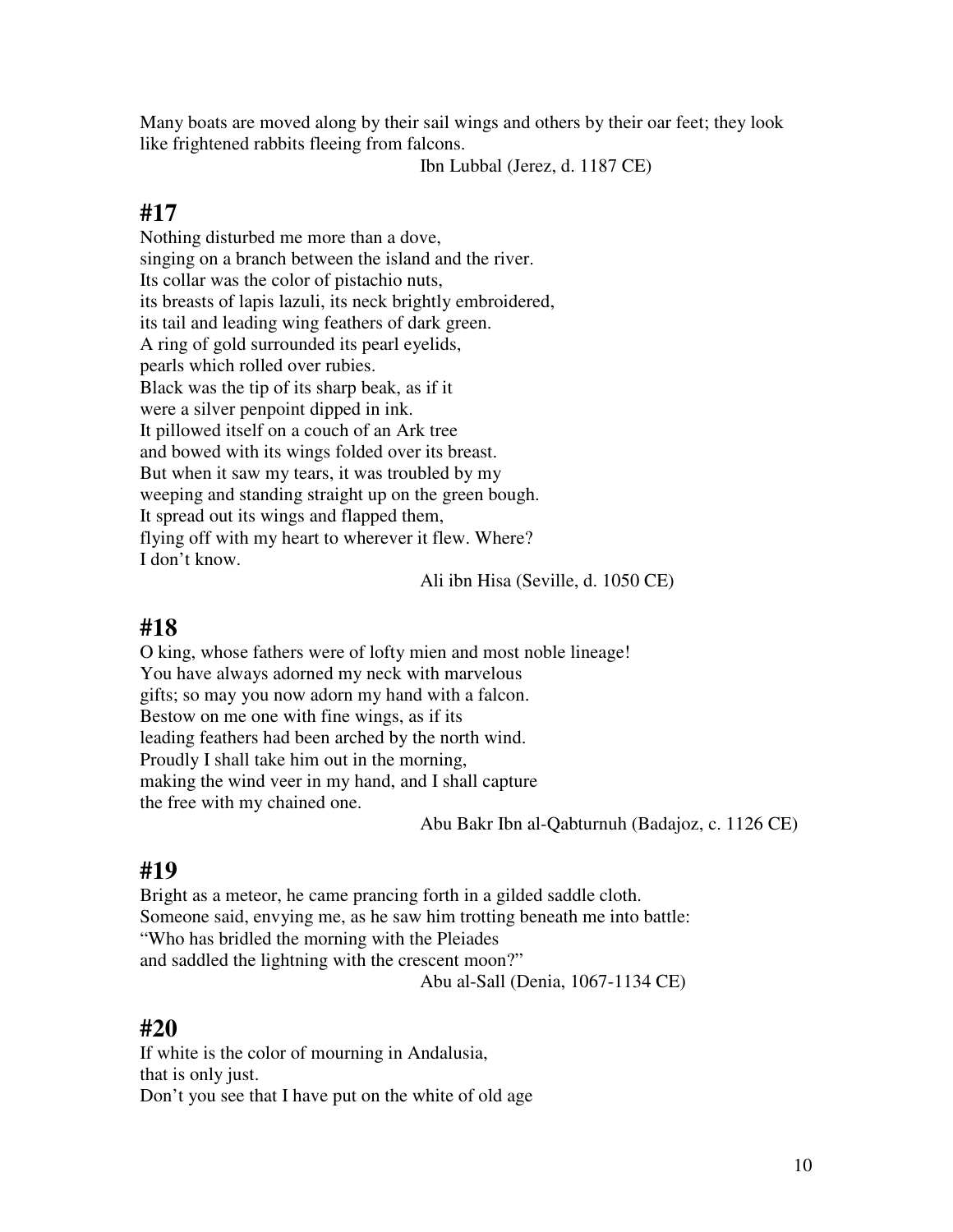Many boats are moved along by their sail wings and others by their oar feet; they look like frightened rabbits fleeing from falcons.

Ibn Lubbal (Jerez, d. 1187 CE)

## #17

Nothing disturbed me more than a dove,
singing on a branch between the island and the river.
Its collar was the color of pistachio nuts,
its breasts of lapis lazuli, its neck brightly embroidered,
its tail and leading wing feathers of dark green.
A ring of gold surrounded its pearl eyelids,
pearls which rolled over rubies.
Black was the tip of its sharp beak, as if it
were a silver penpoint dipped in ink.
It pillowed itself on a couch of an Ark tree
and bowed with its wings folded over its breast.
But when it saw my tears, it was troubled by my
weeping and standing straight up on the green bough.
It spread out its wings and flapped them,
flying off with my heart to wherever it flew. Where?
I don't know.

Ali ibn Hisa (Seville, d. 1050 CE)

## #18

O king, whose fathers were of lofty mien and most noble lineage!
You have always adorned my neck with marvelous
gifts; so may you now adorn my hand with a falcon.
Bestow on me one with fine wings, as if its
leading feathers had been arched by the north wind.
Proudly I shall take him out in the morning,
making the wind veer in my hand, and I shall capture
the free with my chained one.

Abu Bakr Ibn al-Qabturnuh (Badajoz, c. 1126 CE)

## #19

Bright as a meteor, he came prancing forth in a gilded saddle cloth.
Someone said, envying me, as he saw him trotting beneath me into battle:
"Who has bridled the morning with the Pleiades
and saddled the lightning with the crescent moon?"

Abu al-Sall (Denia, 1067-1134 CE)

## #20

If white is the color of mourning in Andalusia,
that is only just.
Don't you see that I have put on the white of old age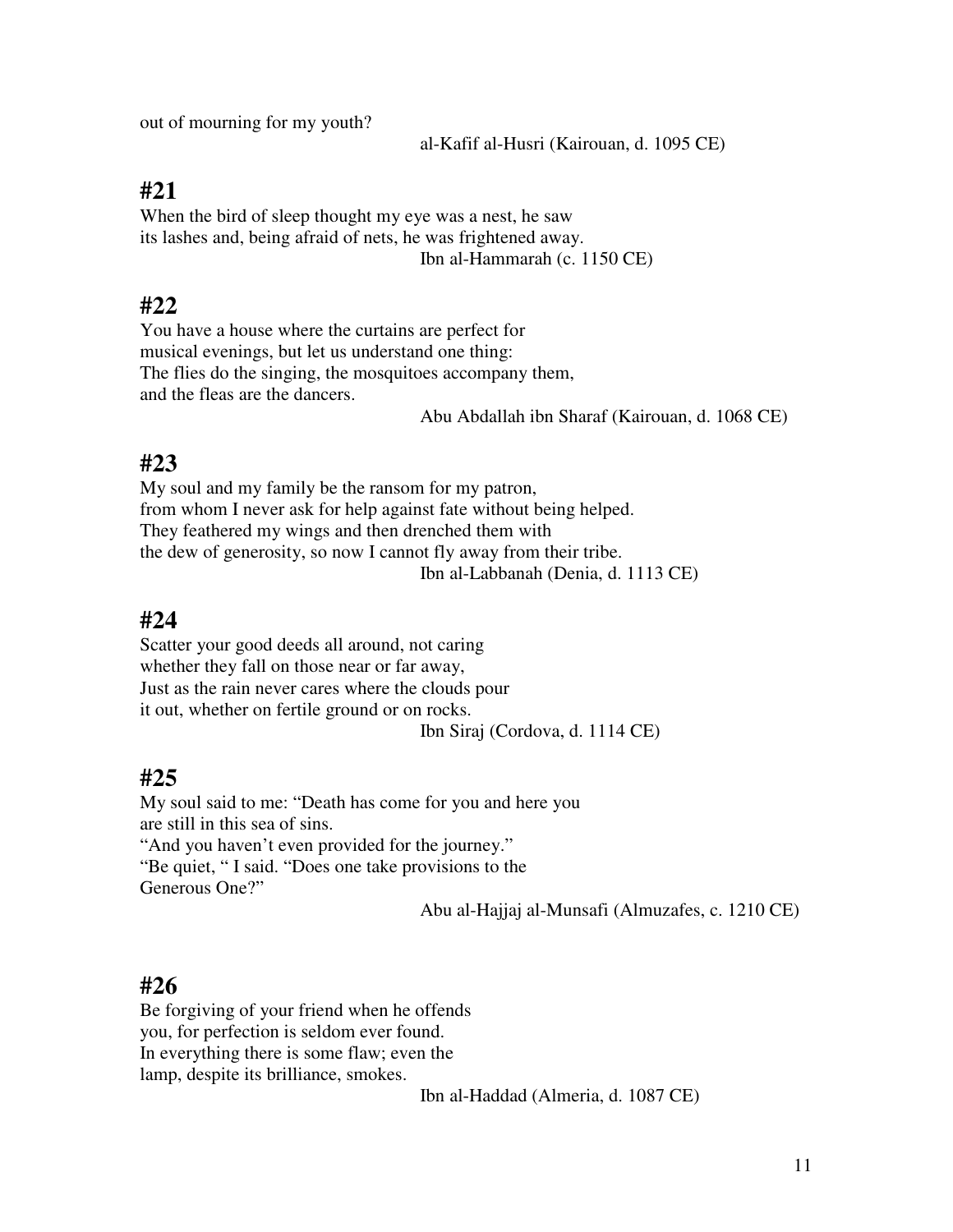out of mourning for my youth?

al-Kafif al-Husri (Kairouan, d. 1095 CE)

## #21

When the bird of sleep thought my eye was a nest, he saw
its lashes and, being afraid of nets, he was frightened away.

Ibn al-Hammarah (c. 1150 CE)

## #22

You have a house where the curtains are perfect for
musical evenings, but let us understand one thing:
The flies do the singing, the mosquitoes accompany them,
and the fleas are the dancers.

Abu Abdallah ibn Sharaf (Kairouan, d. 1068 CE)

## #23

My soul and my family be the ransom for my patron,
from whom I never ask for help against fate without being helped.
They feathered my wings and then drenched them with
the dew of generosity, so now I cannot fly away from their tribe.

Ibn al-Labbanah (Denia, d. 1113 CE)

## #24

Scatter your good deeds all around, not caring
whether they fall on those near or far away,
Just as the rain never cares where the clouds pour
it out, whether on fertile ground or on rocks.

Ibn Siraj (Cordova, d. 1114 CE)

## #25

My soul said to me: "Death has come for you and here you
are still in this sea of sins.
"And you haven't even provided for the journey."
"Be quiet, " I said. "Does one take provisions to the
Generous One?"

Abu al-Hajjaj al-Munsafi (Almuzafes, c. 1210 CE)

## #26

Be forgiving of your friend when he offends
you, for perfection is seldom ever found.
In everything there is some flaw; even the
lamp, despite its brilliance, smokes.

Ibn al-Haddad (Almeria, d. 1087 CE)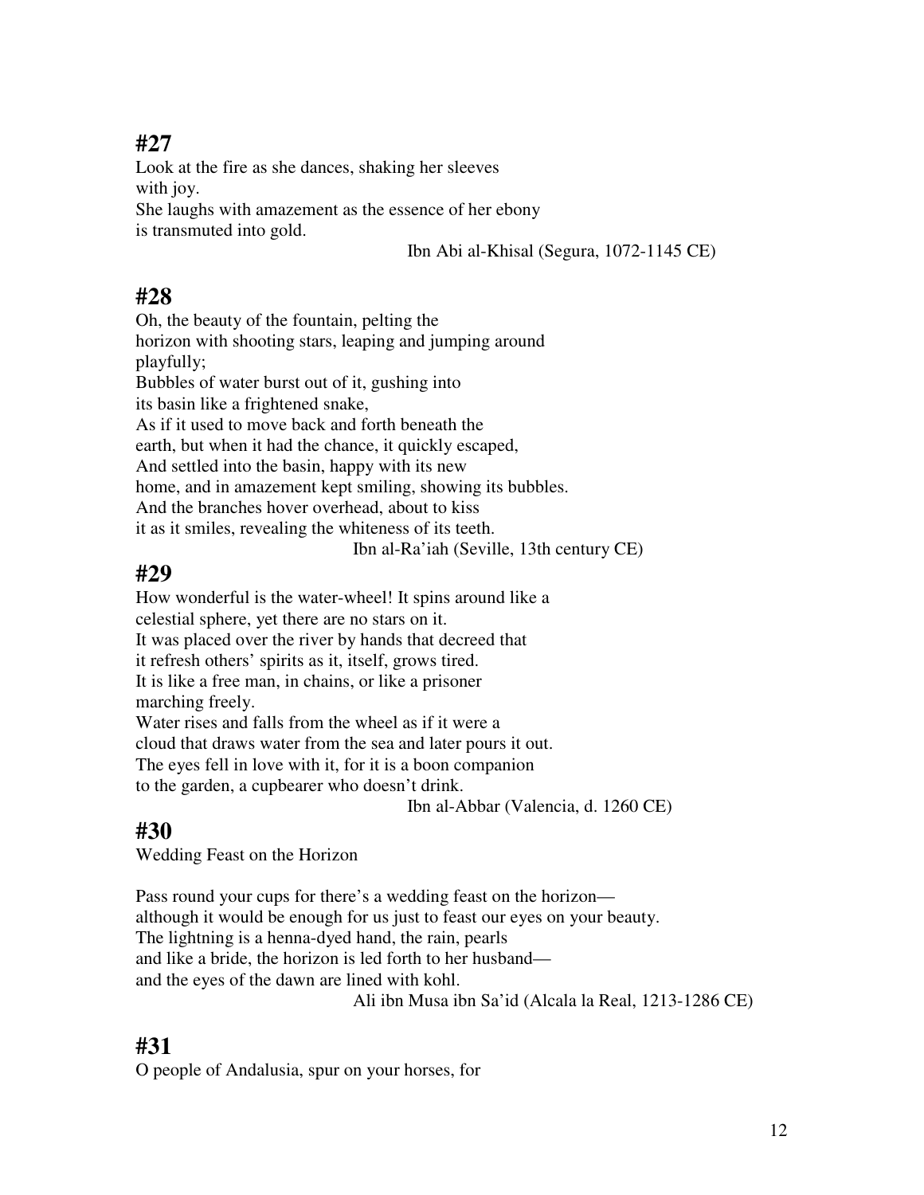## #27

Look at the fire as she dances, shaking her sleeves
with joy.
She laughs with amazement as the essence of her ebony
is transmuted into gold.

Ibn Abi al-Khisal (Segura, 1072-1145 CE)

## #28

Oh, the beauty of the fountain, pelting the
horizon with shooting stars, leaping and jumping around
playfully;
Bubbles of water burst out of it, gushing into
its basin like a frightened snake,
As if it used to move back and forth beneath the
earth, but when it had the chance, it quickly escaped,
And settled into the basin, happy with its new
home, and in amazement kept smiling, showing its bubbles.
And the branches hover overhead, about to kiss
it as it smiles, revealing the whiteness of its teeth.

Ibn al-Ra'iah (Seville, 13th century CE)

## #29

How wonderful is the water-wheel! It spins around like a
celestial sphere, yet there are no stars on it.
It was placed over the river by hands that decreed that
it refresh others' spirits as it, itself, grows tired.
It is like a free man, in chains, or like a prisoner
marching freely.
Water rises and falls from the wheel as if it were a
cloud that draws water from the sea and later pours it out.
The eyes fell in love with it, for it is a boon companion
to the garden, a cupbearer who doesn't drink.

Ibn al-Abbar (Valencia, d. 1260 CE)

## #30

Wedding Feast on the Horizon

Pass round your cups for there's a wedding feast on the horizon—
although it would be enough for us just to feast our eyes on your beauty.
The lightning is a henna-dyed hand, the rain, pearls
and like a bride, the horizon is led forth to her husband—
and the eyes of the dawn are lined with kohl.

Ali ibn Musa ibn Sa'id (Alcala la Real, 1213-1286 CE)

## #31

O people of Andalusia, spur on your horses, for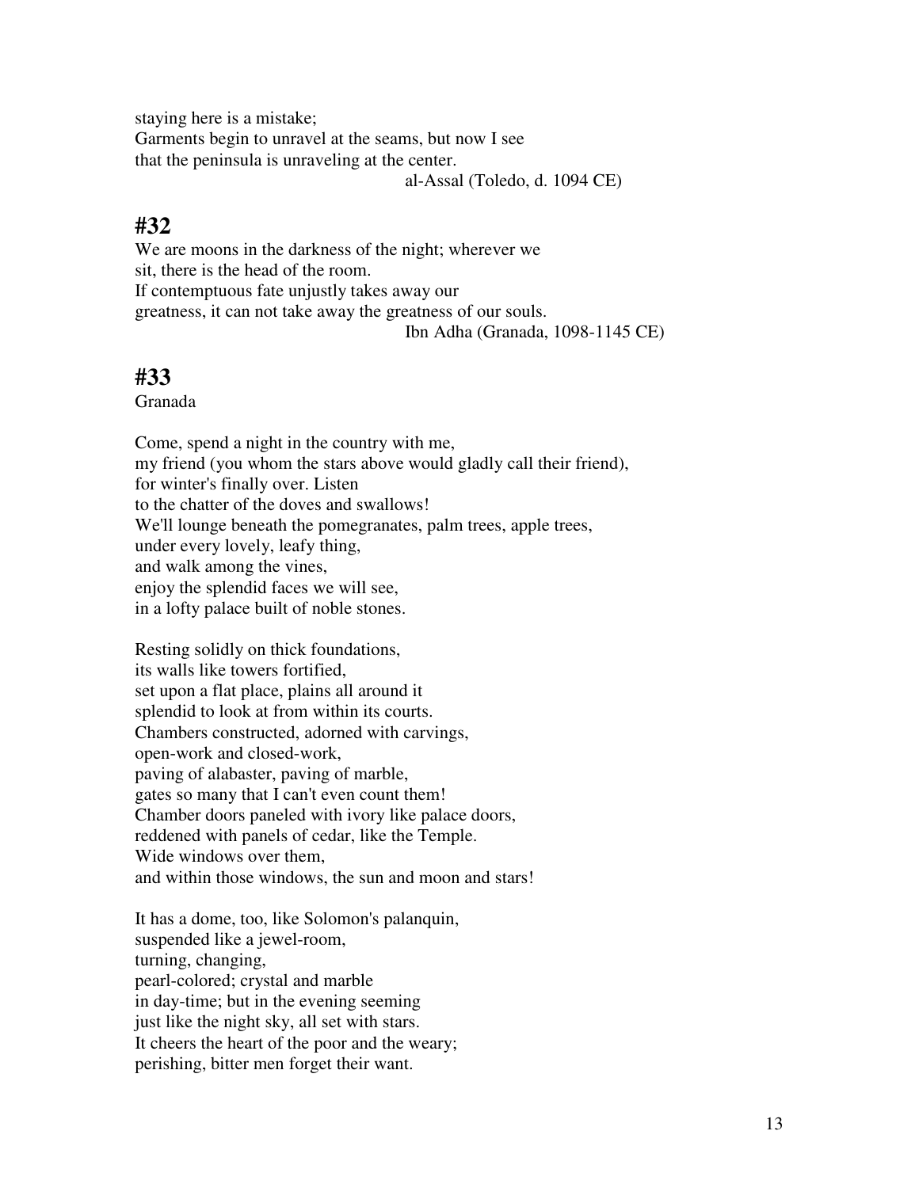staying here is a mistake;
Garments begin to unravel at the seams, but now I see
that the peninsula is unraveling at the center.

al-Assal (Toledo, d. 1094 CE)

## #32

We are moons in the darkness of the night; wherever we
sit, there is the head of the room.
If contemptuous fate unjustly takes away our
greatness, it can not take away the greatness of our souls.

Ibn Adha (Granada, 1098-1145 CE)

## #33

Granada

Come, spend a night in the country with me,
my friend (you whom the stars above would gladly call their friend),
for winter's finally over. Listen
to the chatter of the doves and swallows!
We'll lounge beneath the pomegranates, palm trees, apple trees,
under every lovely, leafy thing,
and walk among the vines,
enjoy the splendid faces we will see,
in a lofty palace built of noble stones.

Resting solidly on thick foundations,
its walls like towers fortified,
set upon a flat place, plains all around it
splendid to look at from within its courts.
Chambers constructed, adorned with carvings,
open-work and closed-work,
paving of alabaster, paving of marble,
gates so many that I can't even count them!
Chamber doors paneled with ivory like palace doors,
reddened with panels of cedar, like the Temple.
Wide windows over them,
and within those windows, the sun and moon and stars!

It has a dome, too, like Solomon's palanquin,
suspended like a jewel-room,
turning, changing,
pearl-colored; crystal and marble
in day-time; but in the evening seeming
just like the night sky, all set with stars.
It cheers the heart of the poor and the weary;
perishing, bitter men forget their want.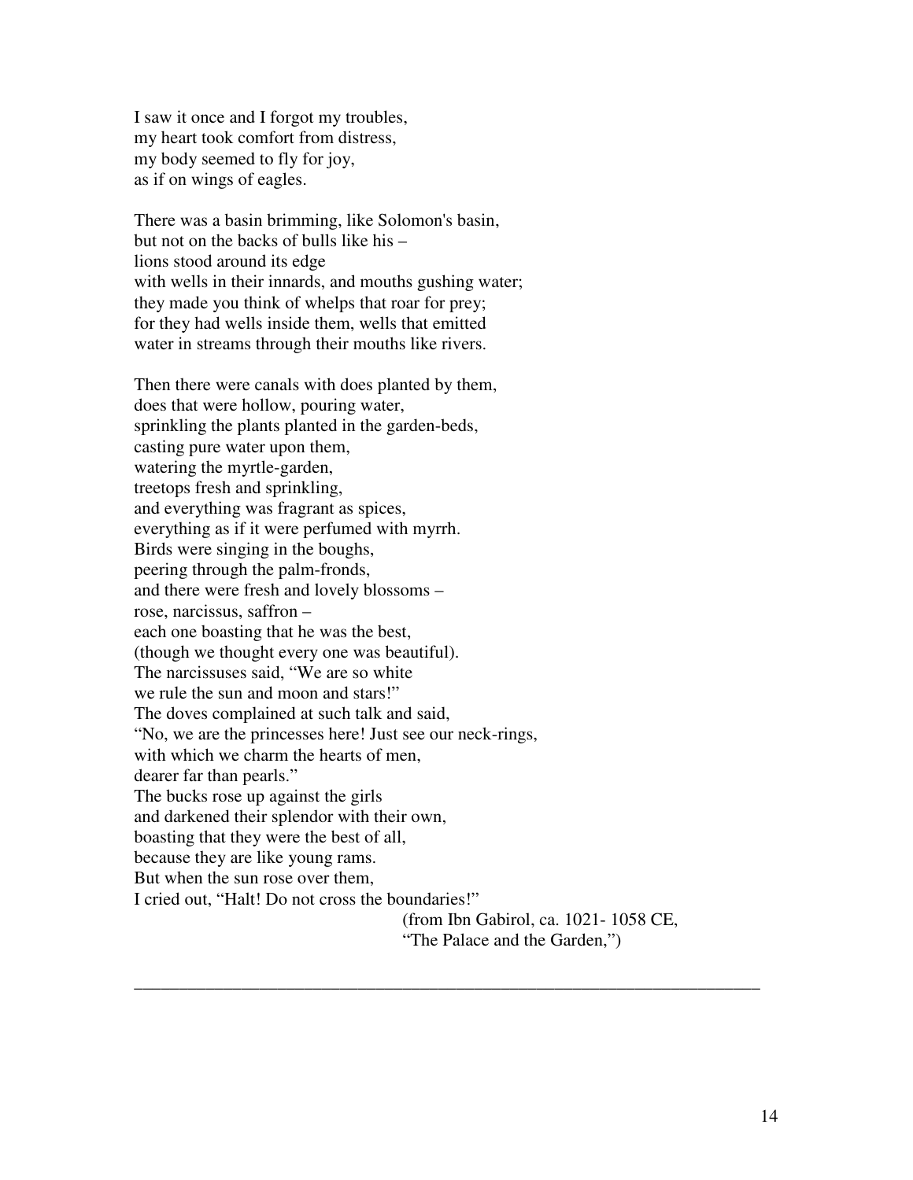I saw it once and I forgot my troubles,  
my heart took comfort from distress,  
my body seemed to fly for joy,  
as if on wings of eagles.

There was a basin brimming, like Solomon's basin,  
but not on the backs of bulls like his –  
lions stood around its edge  
with wells in their innards, and mouths gushing water;  
they made you think of whelps that roar for prey;  
for they had wells inside them, wells that emitted  
water in streams through their mouths like rivers.

Then there were canals with does planted by them,  
does that were hollow, pouring water,  
sprinkling the plants planted in the garden-beds,  
casting pure water upon them,  
watering the myrtle-garden,  
treetops fresh and sprinkling,  
and everything was fragrant as spices,  
everything as if it were perfumed with myrrh.  
Birds were singing in the boughs,  
peering through the palm-fronds,  
and there were fresh and lovely blossoms –  
rose, narcissus, saffron –  
each one boasting that he was the best,  
(though we thought every one was beautiful).  
The narcissuses said, "We are so white  
we rule the sun and moon and stars!"  
The doves complained at such talk and said,  
"No, we are the princesses here! Just see our neck-rings,  
with which we charm the hearts of men,  
dearer far than pearls."  
The bucks rose up against the girls  
and darkened their splendor with their own,  
boasting that they were the best of all,  
because they are like young rams.  
But when the sun rose over them,  
I cried out, "Halt! Do not cross the boundaries!"

(from Ibn Gabirol, ca. 1021- 1058 CE,  
"The Palace and the Garden,")

---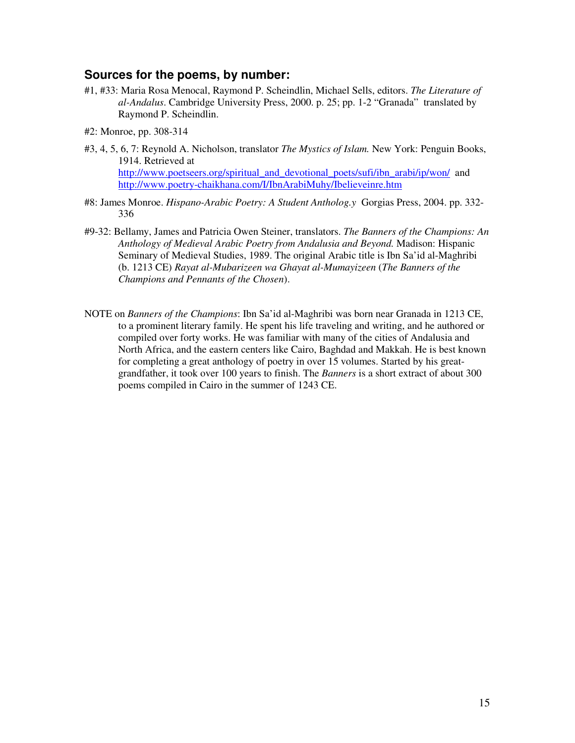## Sources for the poems, by number:

#1, #33: Maria Rosa Menocal, Raymond P. Scheindlin, Michael Sells, editors. *The Literature of al-Andalus*. Cambridge University Press, 2000. p. 25; pp. 1-2 "Granada" translated by Raymond P. Scheindlin.

#2: Monroe, pp. 308-314

#3, 4, 5, 6, 7: Reynold A. Nicholson, translator *The Mystics of Islam.* New York: Penguin Books, 1914. Retrieved at http://www.poetseers.org/spiritual_and_devotional_poets/sufi/ibn_arabi/ip/won/ and http://www.poetry-chaikhana.com/I/IbnArabiMuhy/Ibelieveinre.htm

#8: James Monroe. *Hispano-Arabic Poetry: A Student Antholog.y* Gorgias Press, 2004. pp. 332-336

#9-32: Bellamy, James and Patricia Owen Steiner, translators. *The Banners of the Champions: An Anthology of Medieval Arabic Poetry from Andalusia and Beyond.* Madison: Hispanic Seminary of Medieval Studies, 1989. The original Arabic title is Ibn Sa'id al-Maghribi (b. 1213 CE) *Rayat al-Mubarizeen wa Ghayat al-Mumayizeen* (*The Banners of the Champions and Pennants of the Chosen*).

NOTE on *Banners of the Champions*: Ibn Sa'id al-Maghribi was born near Granada in 1213 CE, to a prominent literary family. He spent his life traveling and writing, and he authored or compiled over forty works. He was familiar with many of the cities of Andalusia and North Africa, and the eastern centers like Cairo, Baghdad and Makkah. He is best known for completing a great anthology of poetry in over 15 volumes. Started by his great-grandfather, it took over 100 years to finish. The *Banners* is a short extract of about 300 poems compiled in Cairo in the summer of 1243 CE.